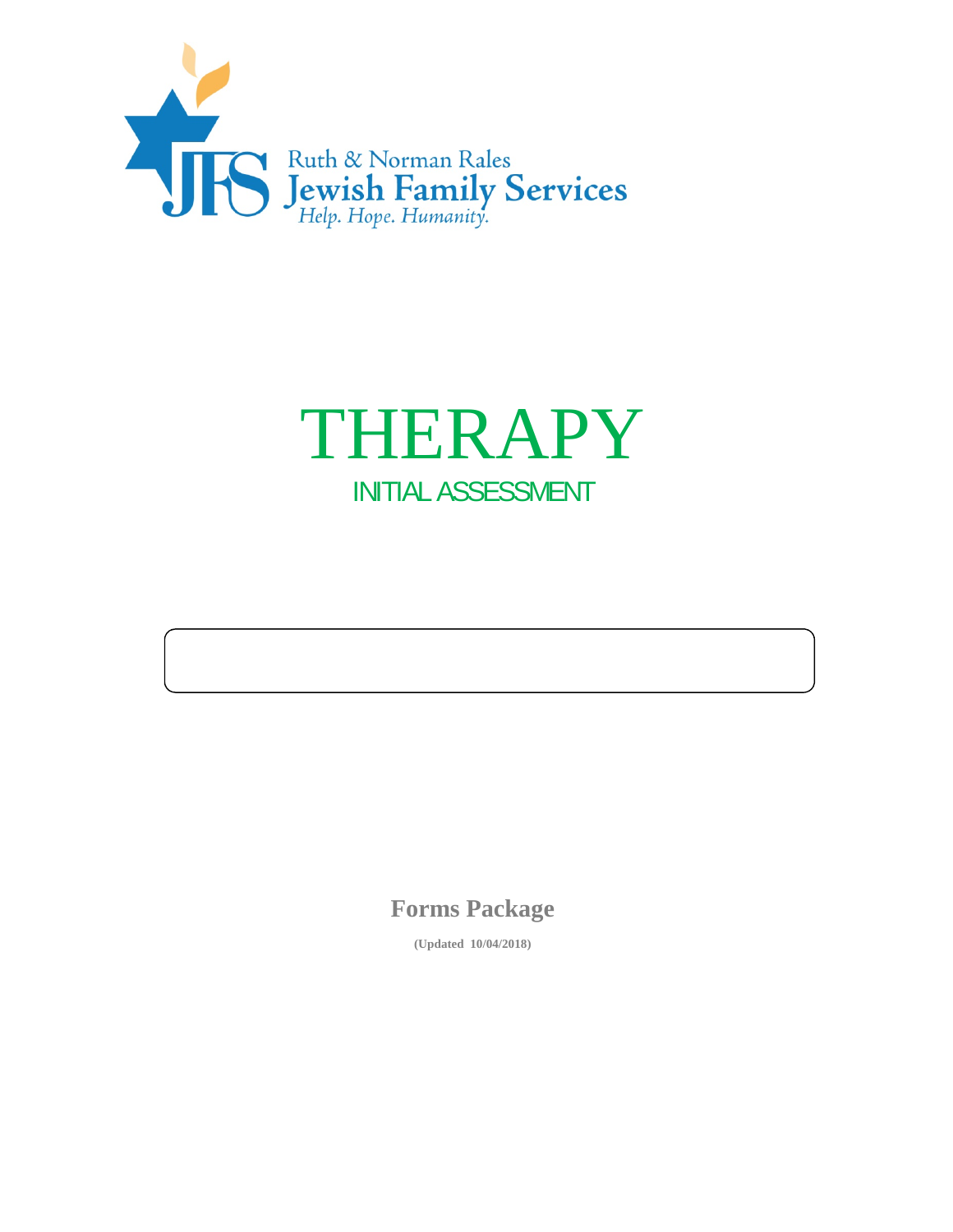Ruth & Norman Rales
Jewish Family Services
*Help. Hope. Humanity.*

# THERAPY

## INITIAL ASSESSMENT

**Forms Package**

**(Updated 10/04/2018)**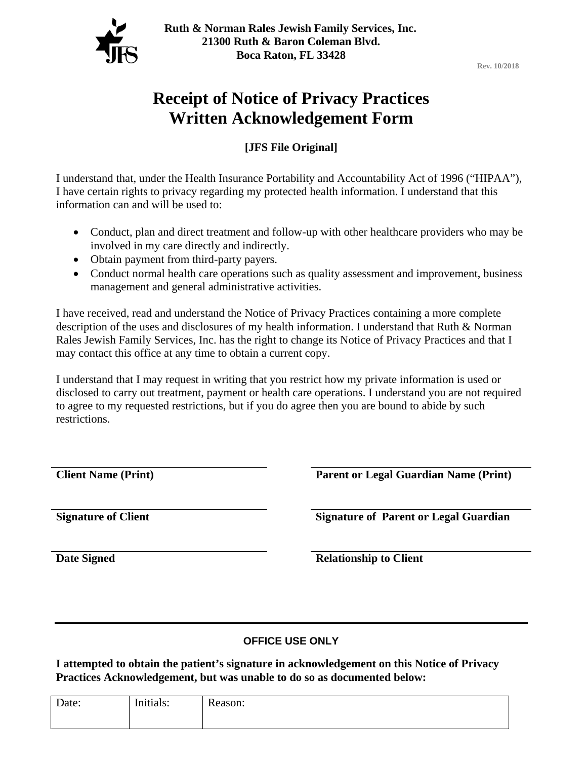**Ruth & Norman Rales Jewish Family Services, Inc.**
**21300 Ruth & Baron Coleman Blvd.**
**Boca Raton, FL 33428**

**Rev. 10/2018**

# Receipt of Notice of Privacy Practices Written Acknowledgement Form

**[JFS File Original]**

I understand that, under the Health Insurance Portability and Accountability Act of 1996 ("HIPAA"), I have certain rights to privacy regarding my protected health information. I understand that this information can and will be used to:

- Conduct, plan and direct treatment and follow-up with other healthcare providers who may be involved in my care directly and indirectly.
- Obtain payment from third-party payers.
- Conduct normal health care operations such as quality assessment and improvement, business management and general administrative activities.

I have received, read and understand the Notice of Privacy Practices containing a more complete description of the uses and disclosures of my health information. I understand that Ruth & Norman Rales Jewish Family Services, Inc. has the right to change its Notice of Privacy Practices and that I may contact this office at any time to obtain a current copy.

I understand that I may request in writing that you restrict how my private information is used or disclosed to carry out treatment, payment or health care operations. I understand you are not required to agree to my requested restrictions, but if you do agree then you are bound to abide by such restrictions.

______________________________ ______________________________
**Client Name (Print)** **Parent or Legal Guardian Name (Print)**

______________________________ ______________________________
**Signature of Client** **Signature of Parent or Legal Guardian**

______________________________ ______________________________
**Date Signed** **Relationship to Client**

---

**OFFICE USE ONLY**

**I attempted to obtain the patient's signature in acknowledgement on this Notice of Privacy Practices Acknowledgement, but was unable to do so as documented below:**

| Date: | Initials: | Reason: |
|---|---|---|
| | | |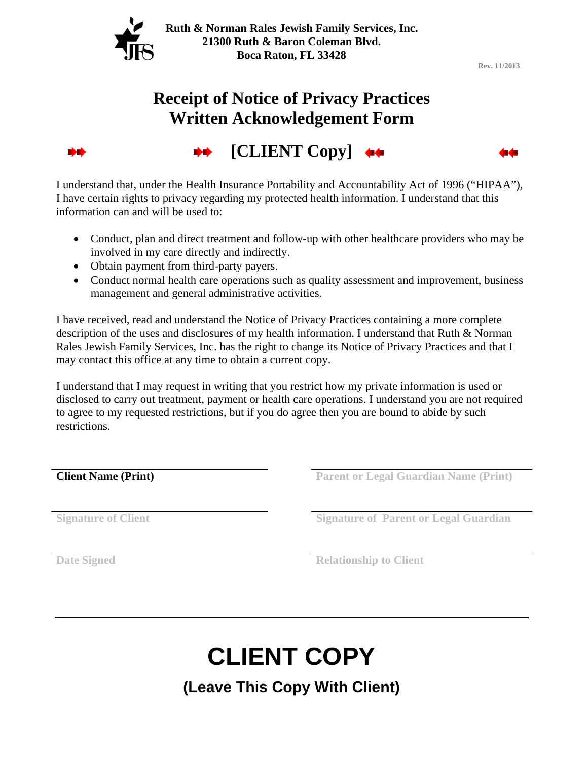**Ruth & Norman Rales Jewish Family Services, Inc.**
**21300 Ruth & Baron Coleman Blvd.**
**Boca Raton, FL 33428**

Rev. 11/2013

# Receipt of Notice of Privacy Practices Written Acknowledgement Form

## [CLIENT Copy]

I understand that, under the Health Insurance Portability and Accountability Act of 1996 ("HIPAA"), I have certain rights to privacy regarding my protected health information. I understand that this information can and will be used to:

- Conduct, plan and direct treatment and follow-up with other healthcare providers who may be involved in my care directly and indirectly.
- Obtain payment from third-party payers.
- Conduct normal health care operations such as quality assessment and improvement, business management and general administrative activities.

I have received, read and understand the Notice of Privacy Practices containing a more complete description of the uses and disclosures of my health information. I understand that Ruth & Norman Rales Jewish Family Services, Inc. has the right to change its Notice of Privacy Practices and that I may contact this office at any time to obtain a current copy.

I understand that I may request in writing that you restrict how my private information is used or disclosed to carry out treatment, payment or health care operations. I understand you are not required to agree to my requested restrictions, but if you do agree then you are bound to abide by such restrictions.

| | |
|---|---|
| **Client Name (Print)** | **Parent or Legal Guardian Name (Print)** |
| **Signature of Client** | **Signature of Parent or Legal Guardian** |
| **Date Signed** | **Relationship to Client** |

# CLIENT COPY

## (Leave This Copy With Client)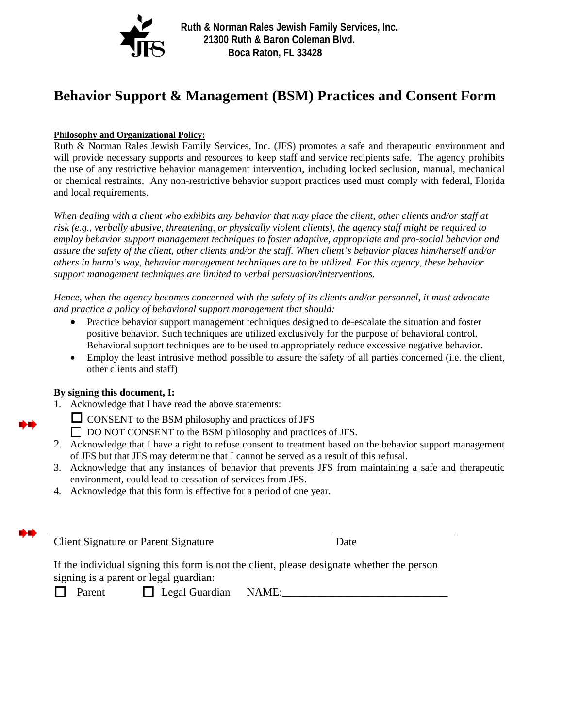**Ruth & Norman Rales Jewish Family Services, Inc.**
**21300 Ruth & Baron Coleman Blvd.**
**Boca Raton, FL 33428**

# Behavior Support & Management (BSM) Practices and Consent Form

**Philosophy and Organizational Policy:**

Ruth & Norman Rales Jewish Family Services, Inc. (JFS) promotes a safe and therapeutic environment and will provide necessary supports and resources to keep staff and service recipients safe. The agency prohibits the use of any restrictive behavior management intervention, including locked seclusion, manual, mechanical or chemical restraints. Any non-restrictive behavior support practices used must comply with federal, Florida and local requirements.

*When dealing with a client who exhibits any behavior that may place the client, other clients and/or staff at risk (e.g., verbally abusive, threatening, or physically violent clients), the agency staff might be required to employ behavior support management techniques to foster adaptive, appropriate and pro-social behavior and assure the safety of the client, other clients and/or the staff. When client's behavior places him/herself and/or others in harm's way, behavior management techniques are to be utilized. For this agency, these behavior support management techniques are limited to verbal persuasion/interventions.*

*Hence, when the agency becomes concerned with the safety of its clients and/or personnel, it must advocate and practice a policy of behavioral support management that should:*

- Practice behavior support management techniques designed to de-escalate the situation and foster positive behavior. Such techniques are utilized exclusively for the purpose of behavioral control. Behavioral support techniques are to be used to appropriately reduce excessive negative behavior.
- Employ the least intrusive method possible to assure the safety of all parties concerned (i.e. the client, other clients and staff)

**By signing this document, I:**

1. Acknowledge that I have read the above statements:
   - ☐ CONSENT to the BSM philosophy and practices of JFS
   - ☐ DO NOT CONSENT to the BSM philosophy and practices of JFS.
2. Acknowledge that I have a right to refuse consent to treatment based on the behavior support management of JFS but that JFS may determine that I cannot be served as a result of this refusal.
3. Acknowledge that any instances of behavior that prevents JFS from maintaining a safe and therapeutic environment, could lead to cessation of services from JFS.
4. Acknowledge that this form is effective for a period of one year.

______________________________________ ____________________
Client Signature or Parent Signature Date

If the individual signing this form is not the client, please designate whether the person signing is a parent or legal guardian:

☐ Parent ☐ Legal Guardian NAME:_____________________________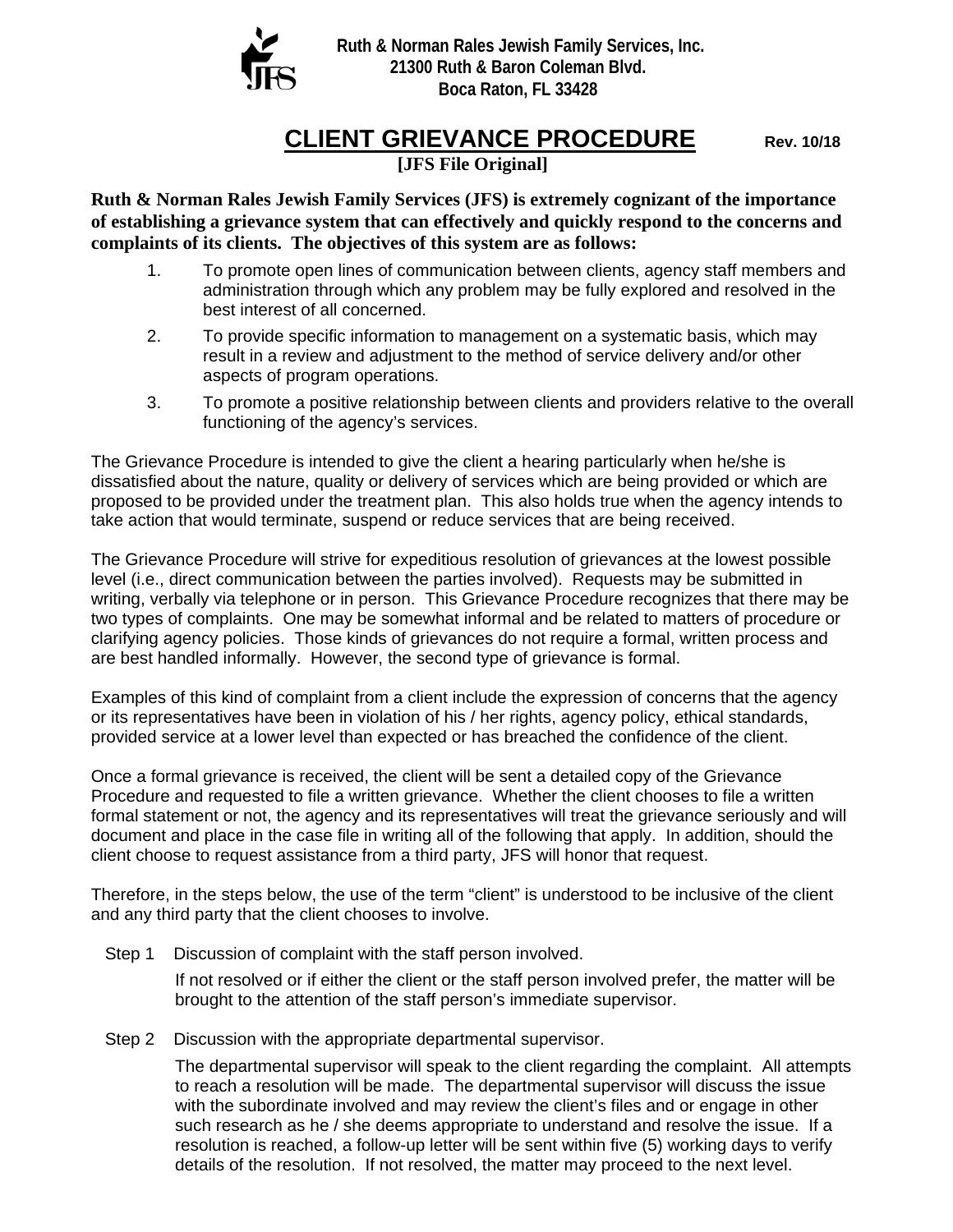Ruth & Norman Rales Jewish Family Services, Inc.
21300 Ruth & Baron Coleman Blvd.
Boca Raton, FL 33428

# CLIENT GRIEVANCE PROCEDURE

Rev. 10/18

**[JFS File Original]**

**Ruth & Norman Rales Jewish Family Services (JFS) is extremely cognizant of the importance of establishing a grievance system that can effectively and quickly respond to the concerns and complaints of its clients. The objectives of this system are as follows:**

1. To promote open lines of communication between clients, agency staff members and administration through which any problem may be fully explored and resolved in the best interest of all concerned.
2. To provide specific information to management on a systematic basis, which may result in a review and adjustment to the method of service delivery and/or other aspects of program operations.
3. To promote a positive relationship between clients and providers relative to the overall functioning of the agency's services.

The Grievance Procedure is intended to give the client a hearing particularly when he/she is dissatisfied about the nature, quality or delivery of services which are being provided or which are proposed to be provided under the treatment plan. This also holds true when the agency intends to take action that would terminate, suspend or reduce services that are being received.

The Grievance Procedure will strive for expeditious resolution of grievances at the lowest possible level (i.e., direct communication between the parties involved). Requests may be submitted in writing, verbally via telephone or in person. This Grievance Procedure recognizes that there may be two types of complaints. One may be somewhat informal and be related to matters of procedure or clarifying agency policies. Those kinds of grievances do not require a formal, written process and are best handled informally. However, the second type of grievance is formal.

Examples of this kind of complaint from a client include the expression of concerns that the agency or its representatives have been in violation of his / her rights, agency policy, ethical standards, provided service at a lower level than expected or has breached the confidence of the client.

Once a formal grievance is received, the client will be sent a detailed copy of the Grievance Procedure and requested to file a written grievance. Whether the client chooses to file a written formal statement or not, the agency and its representatives will treat the grievance seriously and will document and place in the case file in writing all of the following that apply. In addition, should the client choose to request assistance from a third party, JFS will honor that request.

Therefore, in the steps below, the use of the term "client" is understood to be inclusive of the client and any third party that the client chooses to involve.

Step 1 Discussion of complaint with the staff person involved.

If not resolved or if either the client or the staff person involved prefer, the matter will be brought to the attention of the staff person's immediate supervisor.

Step 2 Discussion with the appropriate departmental supervisor.

The departmental supervisor will speak to the client regarding the complaint. All attempts to reach a resolution will be made. The departmental supervisor will discuss the issue with the subordinate involved and may review the client's files and or engage in other such research as he / she deems appropriate to understand and resolve the issue. If a resolution is reached, a follow-up letter will be sent within five (5) working days to verify details of the resolution. If not resolved, the matter may proceed to the next level.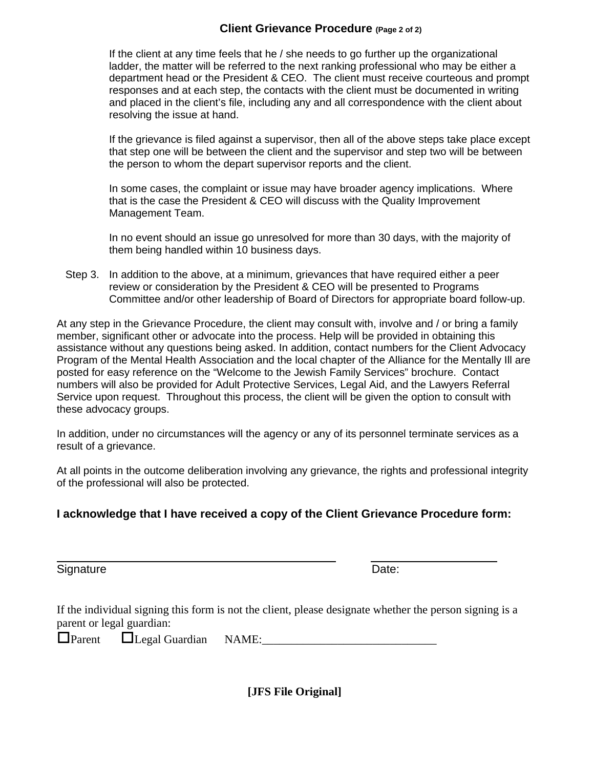## Client Grievance Procedure (Page 2 of 2)

If the client at any time feels that he / she needs to go further up the organizational ladder, the matter will be referred to the next ranking professional who may be either a department head or the President & CEO. The client must receive courteous and prompt responses and at each step, the contacts with the client must be documented in writing and placed in the client's file, including any and all correspondence with the client about resolving the issue at hand.

If the grievance is filed against a supervisor, then all of the above steps take place except that step one will be between the client and the supervisor and step two will be between the person to whom the depart supervisor reports and the client.

In some cases, the complaint or issue may have broader agency implications. Where that is the case the President & CEO will discuss with the Quality Improvement Management Team.

In no event should an issue go unresolved for more than 30 days, with the majority of them being handled within 10 business days.

Step 3. In addition to the above, at a minimum, grievances that have required either a peer review or consideration by the President & CEO will be presented to Programs Committee and/or other leadership of Board of Directors for appropriate board follow-up.

At any step in the Grievance Procedure, the client may consult with, involve and / or bring a family member, significant other or advocate into the process. Help will be provided in obtaining this assistance without any questions being asked. In addition, contact numbers for the Client Advocacy Program of the Mental Health Association and the local chapter of the Alliance for the Mentally Ill are posted for easy reference on the "Welcome to the Jewish Family Services" brochure. Contact numbers will also be provided for Adult Protective Services, Legal Aid, and the Lawyers Referral Service upon request. Throughout this process, the client will be given the option to consult with these advocacy groups.

In addition, under no circumstances will the agency or any of its personnel terminate services as a result of a grievance.

At all points in the outcome deliberation involving any grievance, the rights and professional integrity of the professional will also be protected.

**I acknowledge that I have received a copy of the Client Grievance Procedure form:**

_______________________________________ _____________________

Signature Date:

If the individual signing this form is not the client, please designate whether the person signing is a parent or legal guardian:

☐ Parent ☐ Legal Guardian NAME:_____________________________

**[JFS File Original]**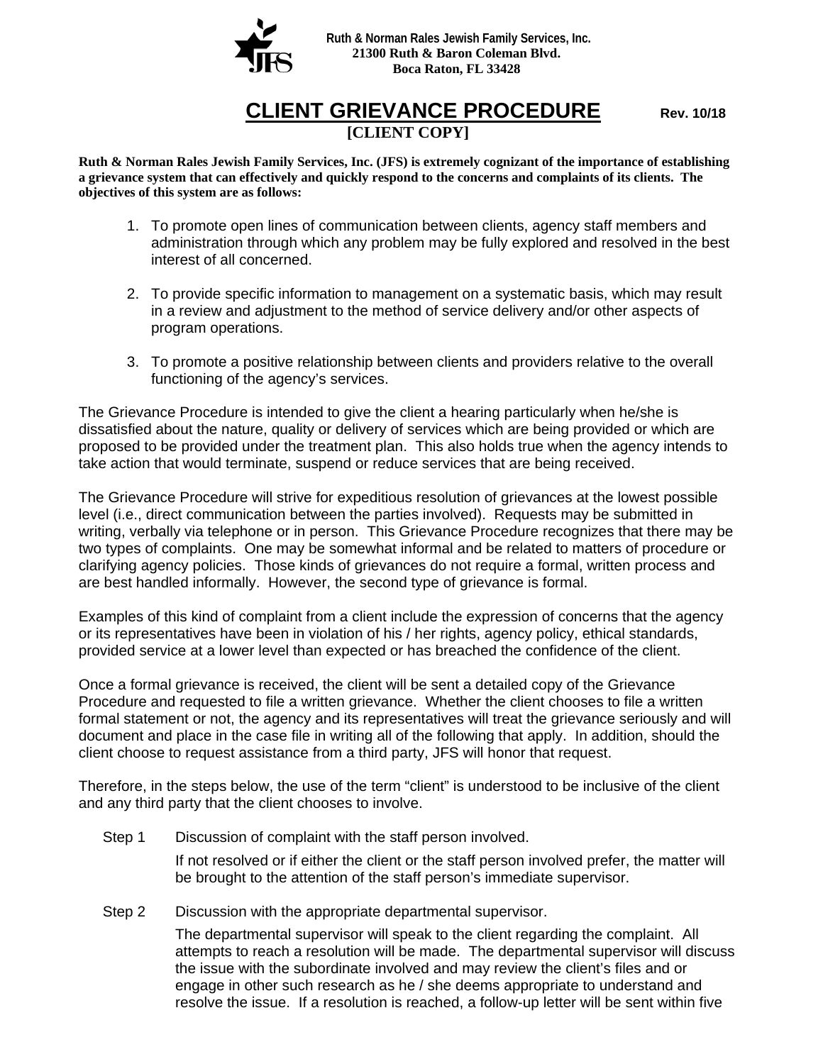Ruth & Norman Rales Jewish Family Services, Inc.
21300 Ruth & Baron Coleman Blvd.
Boca Raton, FL 33428

# CLIENT GRIEVANCE PROCEDURE

Rev. 10/18

**[CLIENT COPY]**

**Ruth & Norman Rales Jewish Family Services, Inc. (JFS) is extremely cognizant of the importance of establishing a grievance system that can effectively and quickly respond to the concerns and complaints of its clients. The objectives of this system are as follows:**

1. To promote open lines of communication between clients, agency staff members and administration through which any problem may be fully explored and resolved in the best interest of all concerned.
2. To provide specific information to management on a systematic basis, which may result in a review and adjustment to the method of service delivery and/or other aspects of program operations.
3. To promote a positive relationship between clients and providers relative to the overall functioning of the agency's services.

The Grievance Procedure is intended to give the client a hearing particularly when he/she is dissatisfied about the nature, quality or delivery of services which are being provided or which are proposed to be provided under the treatment plan. This also holds true when the agency intends to take action that would terminate, suspend or reduce services that are being received.

The Grievance Procedure will strive for expeditious resolution of grievances at the lowest possible level (i.e., direct communication between the parties involved). Requests may be submitted in writing, verbally via telephone or in person. This Grievance Procedure recognizes that there may be two types of complaints. One may be somewhat informal and be related to matters of procedure or clarifying agency policies. Those kinds of grievances do not require a formal, written process and are best handled informally. However, the second type of grievance is formal.

Examples of this kind of complaint from a client include the expression of concerns that the agency or its representatives have been in violation of his / her rights, agency policy, ethical standards, provided service at a lower level than expected or has breached the confidence of the client.

Once a formal grievance is received, the client will be sent a detailed copy of the Grievance Procedure and requested to file a written grievance. Whether the client chooses to file a written formal statement or not, the agency and its representatives will treat the grievance seriously and will document and place in the case file in writing all of the following that apply. In addition, should the client choose to request assistance from a third party, JFS will honor that request.

Therefore, in the steps below, the use of the term "client" is understood to be inclusive of the client and any third party that the client chooses to involve.

Step 1 Discussion of complaint with the staff person involved.

If not resolved or if either the client or the staff person involved prefer, the matter will be brought to the attention of the staff person's immediate supervisor.

Step 2 Discussion with the appropriate departmental supervisor.

The departmental supervisor will speak to the client regarding the complaint. All attempts to reach a resolution will be made. The departmental supervisor will discuss the issue with the subordinate involved and may review the client's files and or engage in other such research as he / she deems appropriate to understand and resolve the issue. If a resolution is reached, a follow-up letter will be sent within five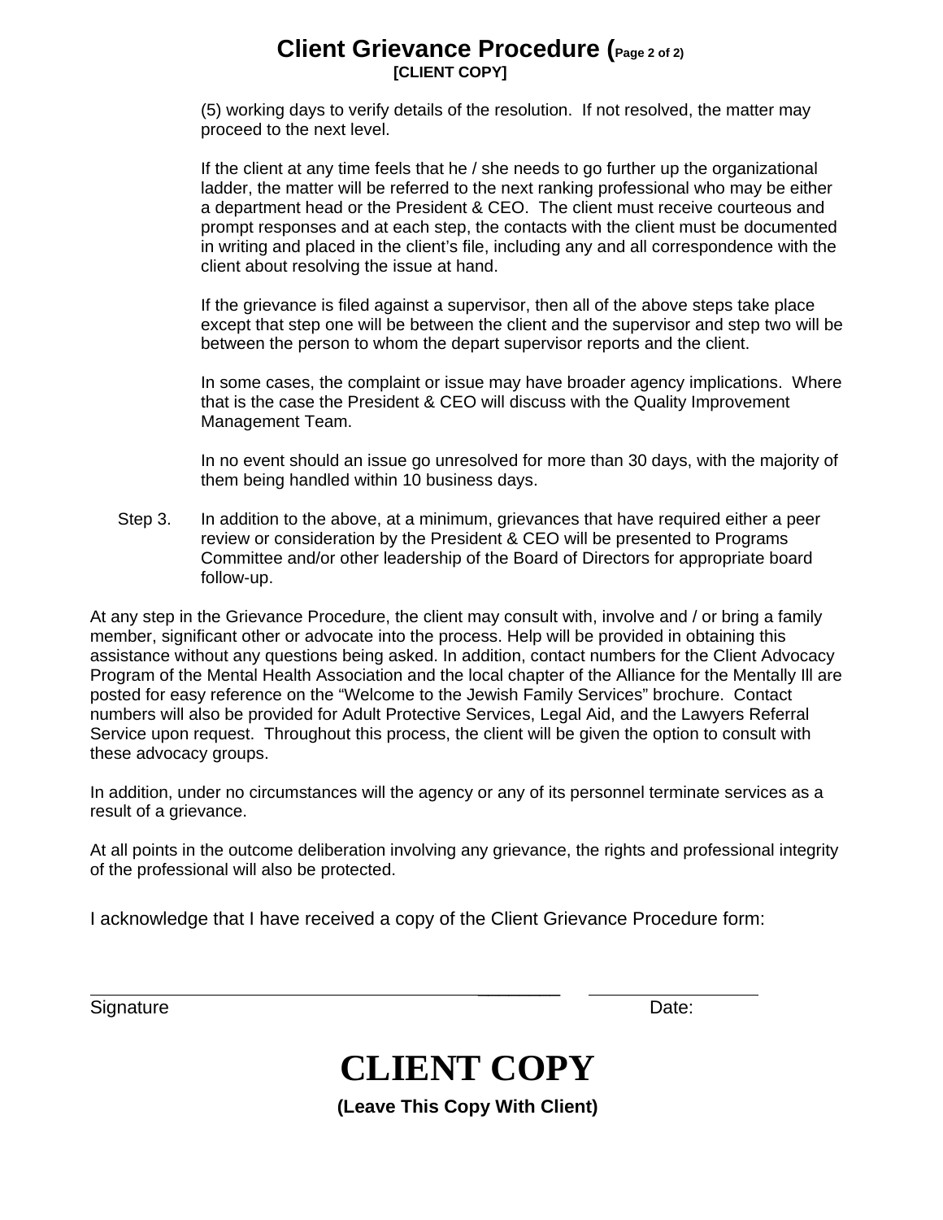# Client Grievance Procedure (Page 2 of 2)

**[CLIENT COPY]**

(5) working days to verify details of the resolution. If not resolved, the matter may proceed to the next level.

If the client at any time feels that he / she needs to go further up the organizational ladder, the matter will be referred to the next ranking professional who may be either a department head or the President & CEO. The client must receive courteous and prompt responses and at each step, the contacts with the client must be documented in writing and placed in the client's file, including any and all correspondence with the client about resolving the issue at hand.

If the grievance is filed against a supervisor, then all of the above steps take place except that step one will be between the client and the supervisor and step two will be between the person to whom the depart supervisor reports and the client.

In some cases, the complaint or issue may have broader agency implications. Where that is the case the President & CEO will discuss with the Quality Improvement Management Team.

In no event should an issue go unresolved for more than 30 days, with the majority of them being handled within 10 business days.

Step 3. In addition to the above, at a minimum, grievances that have required either a peer review or consideration by the President & CEO will be presented to Programs Committee and/or other leadership of the Board of Directors for appropriate board follow-up.

At any step in the Grievance Procedure, the client may consult with, involve and / or bring a family member, significant other or advocate into the process. Help will be provided in obtaining this assistance without any questions being asked. In addition, contact numbers for the Client Advocacy Program of the Mental Health Association and the local chapter of the Alliance for the Mentally Ill are posted for easy reference on the "Welcome to the Jewish Family Services" brochure. Contact numbers will also be provided for Adult Protective Services, Legal Aid, and the Lawyers Referral Service upon request. Throughout this process, the client will be given the option to consult with these advocacy groups.

In addition, under no circumstances will the agency or any of its personnel terminate services as a result of a grievance.

At all points in the outcome deliberation involving any grievance, the rights and professional integrity of the professional will also be protected.

I acknowledge that I have received a copy of the Client Grievance Procedure form:

________________________________________ ____________________

Signature Date:

# CLIENT COPY

**(Leave This Copy With Client)**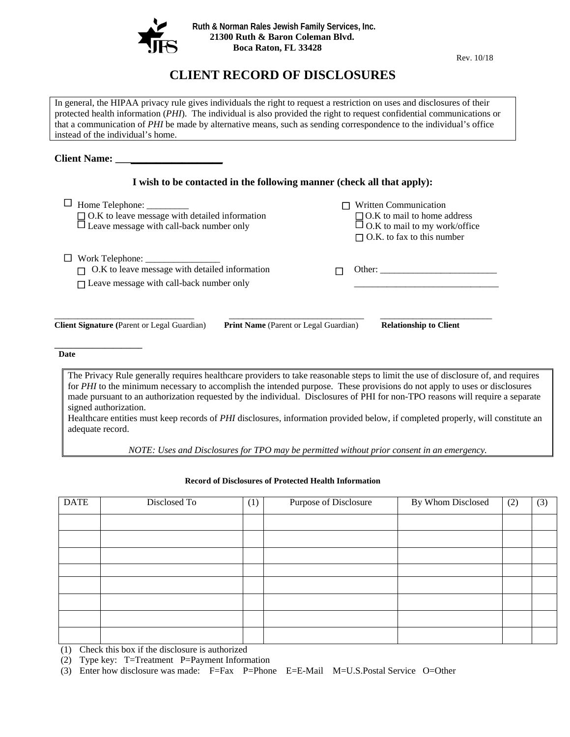Ruth & Norman Rales Jewish Family Services, Inc.
21300 Ruth & Baron Coleman Blvd.
Boca Raton, FL 33428

Rev. 10/18

# CLIENT RECORD OF DISCLOSURES

In general, the HIPAA privacy rule gives individuals the right to request a restriction on uses and disclosures of their protected health information (*PHI*). The individual is also provided the right to request confidential communications or that a communication of *PHI* be made by alternative means, such as sending correspondence to the individual's office instead of the individual's home.

**Client Name: ____________________**

**I wish to be contacted in the following manner (check all that apply):**

☐ Home Telephone: _________
- ☐ O.K to leave message with detailed information
- ☐ Leave message with call-back number only

☐ Written Communication
- ☐ O.K to mail to home address
- ☐ O.K to mail to my work/office
- ☐ O.K. to fax to this number

☐ Work Telephone: ________________
- ☐ O.K to leave message with detailed information
- ☐ Leave message with call-back number only

☐ Other: _________________________
________________________________

_______________________________ **Client Signature (**Parent or Legal Guardian)

_______________________________ **Print Name** (Parent or Legal Guardian)

_______________________________ **Relationship to Client**

___________________ **Date**

The Privacy Rule generally requires healthcare providers to take reasonable steps to limit the use of disclosure of, and requires for *PHI* to the minimum necessary to accomplish the intended purpose. These provisions do not apply to uses or disclosures made pursuant to an authorization requested by the individual. Disclosures of PHI for non-TPO reasons will require a separate signed authorization.
Healthcare entities must keep records of *PHI* disclosures, information provided below, if completed properly, will constitute an adequate record.

*NOTE: Uses and Disclosures for TPO may be permitted without prior consent in an emergency.*

**Record of Disclosures of Protected Health Information**

| DATE | Disclosed To | (1) | Purpose of Disclosure | By Whom Disclosed | (2) | (3) |
|---|---|---|---|---|---|---|
| | | | | | | |
| | | | | | | |
| | | | | | | |
| | | | | | | |
| | | | | | | |
| | | | | | | |
| | | | | | | |
| | | | | | | |

(1) Check this box if the disclosure is authorized
(2) Type key: T=Treatment P=Payment Information
(3) Enter how disclosure was made: F=Fax P=Phone E=E-Mail M=U.S.Postal Service O=Other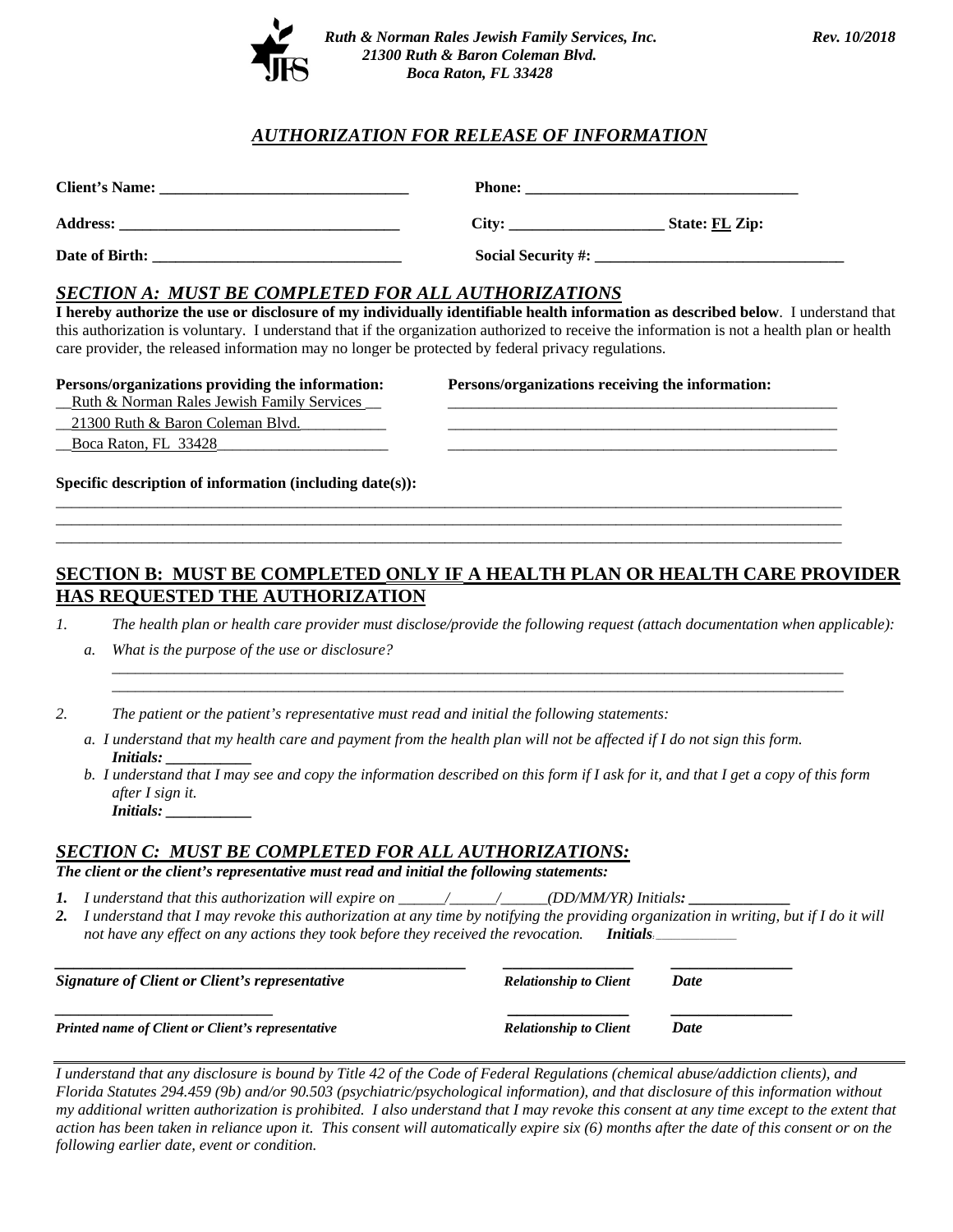*Ruth & Norman Rales Jewish Family Services, Inc.*
*21300 Ruth & Baron Coleman Blvd.*
*Boca Raton, FL 33428*

*Rev. 10/2018*

## *AUTHORIZATION FOR RELEASE OF INFORMATION*

**Client's Name:** ______________________________ **Phone:** __________________________________

**Address:** __________________________________ **City:** ___________________ **State:** FL **Zip:**

**Date of Birth:** ______________________________ **Social Security #:** ______________________________

### *SECTION A: MUST BE COMPLETED FOR ALL AUTHORIZATIONS*

**I hereby authorize the use or disclosure of my individually identifiable health information as described below**. I understand that this authorization is voluntary. I understand that if the organization authorized to receive the information is not a health plan or health care provider, the released information may no longer be protected by federal privacy regulations.

| **Persons/organizations providing the information:** | **Persons/organizations receiving the information:** |
| --- | --- |
| Ruth & Norman Rales Jewish Family Services | ______________________________ |
| 21300 Ruth & Baron Coleman Blvd. | ______________________________ |
| Boca Raton, FL 33428 | ______________________________ |

**Specific description of information (including date(s)):**

_______________________________________________________________________________
_______________________________________________________________________________
_______________________________________________________________________________

### SECTION B: MUST BE COMPLETED ONLY IF A HEALTH PLAN OR HEALTH CARE PROVIDER HAS REQUESTED THE AUTHORIZATION

1. *The health plan or health care provider must disclose/provide the following request (attach documentation when applicable):*
   a. *What is the purpose of the use or disclosure?*
   _______________________________________________________________________________
   _______________________________________________________________________________
2. *The patient or the patient's representative must read and initial the following statements:*
   a. *I understand that my health care and payment from the health plan will not be affected if I do not sign this form.*
   ***Initials:*** __________
   b. *I understand that I may see and copy the information described on this form if I ask for it, and that I get a copy of this form after I sign it.*
   ***Initials:*** __________

### *SECTION C: MUST BE COMPLETED FOR ALL AUTHORIZATIONS:*

***The client or the client's representative must read and initial the following statements:***

1. *I understand that this authorization will expire on ______/______/______(DD/MM/YR) Initials:* ____________
2. *I understand that I may revoke this authorization at any time by notifying the providing organization in writing, but if I do it will not have any effect on any actions they took before they received the revocation.* ***Initials*** __________

______________________________ ______________ ______________
***Signature of Client or Client's representative*** ***Relationship to Client*** ***Date***

______________________________ ______________ ______________
***Printed name of Client or Client's representative*** ***Relationship to Client*** ***Date***

---

*I understand that any disclosure is bound by Title 42 of the Code of Federal Regulations (chemical abuse/addiction clients), and Florida Statutes 294.459 (9b) and/or 90.503 (psychiatric/psychological information), and that disclosure of this information without my additional written authorization is prohibited. I also understand that I may revoke this consent at any time except to the extent that action has been taken in reliance upon it. This consent will automatically expire six (6) months after the date of this consent or on the following earlier date, event or condition.*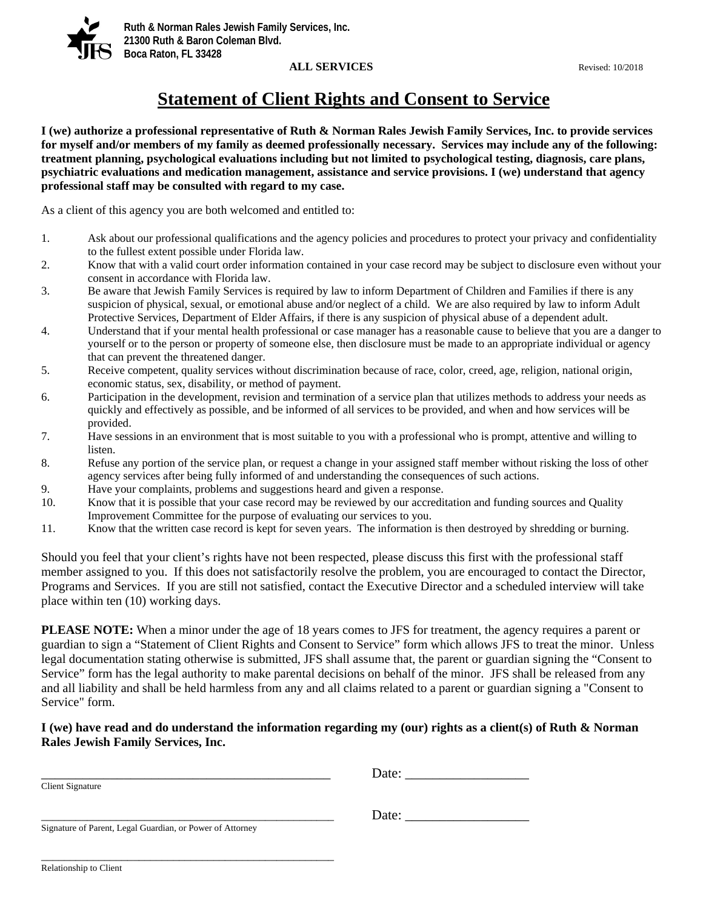Ruth & Norman Rales Jewish Family Services, Inc.
21300 Ruth & Baron Coleman Blvd.
Boca Raton, FL 33428

**ALL SERVICES** Revised: 10/2018

# Statement of Client Rights and Consent to Service

**I (we) authorize a professional representative of Ruth & Norman Rales Jewish Family Services, Inc. to provide services for myself and/or members of my family as deemed professionally necessary. Services may include any of the following: treatment planning, psychological evaluations including but not limited to psychological testing, diagnosis, care plans, psychiatric evaluations and medication management, assistance and service provisions. I (we) understand that agency professional staff may be consulted with regard to my case.**

As a client of this agency you are both welcomed and entitled to:

1. Ask about our professional qualifications and the agency policies and procedures to protect your privacy and confidentiality to the fullest extent possible under Florida law.
2. Know that with a valid court order information contained in your case record may be subject to disclosure even without your consent in accordance with Florida law.
3. Be aware that Jewish Family Services is required by law to inform Department of Children and Families if there is any suspicion of physical, sexual, or emotional abuse and/or neglect of a child. We are also required by law to inform Adult Protective Services, Department of Elder Affairs, if there is any suspicion of physical abuse of a dependent adult.
4. Understand that if your mental health professional or case manager has a reasonable cause to believe that you are a danger to yourself or to the person or property of someone else, then disclosure must be made to an appropriate individual or agency that can prevent the threatened danger.
5. Receive competent, quality services without discrimination because of race, color, creed, age, religion, national origin, economic status, sex, disability, or method of payment.
6. Participation in the development, revision and termination of a service plan that utilizes methods to address your needs as quickly and effectively as possible, and be informed of all services to be provided, and when and how services will be provided.
7. Have sessions in an environment that is most suitable to you with a professional who is prompt, attentive and willing to listen.
8. Refuse any portion of the service plan, or request a change in your assigned staff member without risking the loss of other agency services after being fully informed of and understanding the consequences of such actions.
9. Have your complaints, problems and suggestions heard and given a response.
10. Know that it is possible that your case record may be reviewed by our accreditation and funding sources and Quality Improvement Committee for the purpose of evaluating our services to you.
11. Know that the written case record is kept for seven years. The information is then destroyed by shredding or burning.

Should you feel that your client's rights have not been respected, please discuss this first with the professional staff member assigned to you. If this does not satisfactorily resolve the problem, you are encouraged to contact the Director, Programs and Services. If you are still not satisfied, contact the Executive Director and a scheduled interview will take place within ten (10) working days.

**PLEASE NOTE:** When a minor under the age of 18 years comes to JFS for treatment, the agency requires a parent or guardian to sign a "Statement of Client Rights and Consent to Service" form which allows JFS to treat the minor. Unless legal documentation stating otherwise is submitted, JFS shall assume that, the parent or guardian signing the "Consent to Service" form has the legal authority to make parental decisions on behalf of the minor. JFS shall be released from any and all liability and shall be held harmless from any and all claims related to a parent or guardian signing a "Consent to Service" form.

**I (we) have read and do understand the information regarding my (our) rights as a client(s) of Ruth & Norman Rales Jewish Family Services, Inc.**

_____________________________________________ Date: __________________
Client Signature

_____________________________________________ Date: __________________
Signature of Parent, Legal Guardian, or Power of Attorney

_____________________________________________
Relationship to Client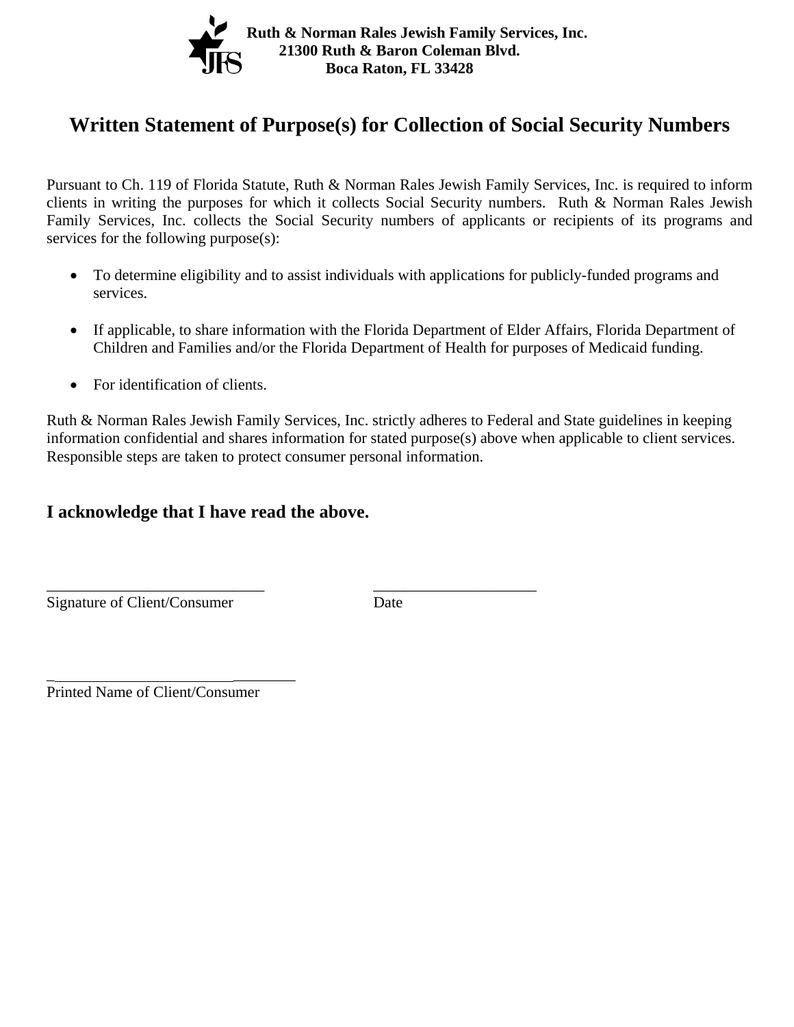**Ruth & Norman Rales Jewish Family Services, Inc.**
**21300 Ruth & Baron Coleman Blvd.**
**Boca Raton, FL 33428**

# Written Statement of Purpose(s) for Collection of Social Security Numbers

Pursuant to Ch. 119 of Florida Statute, Ruth & Norman Rales Jewish Family Services, Inc. is required to inform clients in writing the purposes for which it collects Social Security numbers. Ruth & Norman Rales Jewish Family Services, Inc. collects the Social Security numbers of applicants or recipients of its programs and services for the following purpose(s):

- To determine eligibility and to assist individuals with applications for publicly-funded programs and services.
- If applicable, to share information with the Florida Department of Elder Affairs, Florida Department of Children and Families and/or the Florida Department of Health for purposes of Medicaid funding.
- For identification of clients.

Ruth & Norman Rales Jewish Family Services, Inc. strictly adheres to Federal and State guidelines in keeping information confidential and shares information for stated purpose(s) above when applicable to client services. Responsible steps are taken to protect consumer personal information.

## I acknowledge that I have read the above.

____________________________ ______________________
Signature of Client/Consumer Date

________________________________
Printed Name of Client/Consumer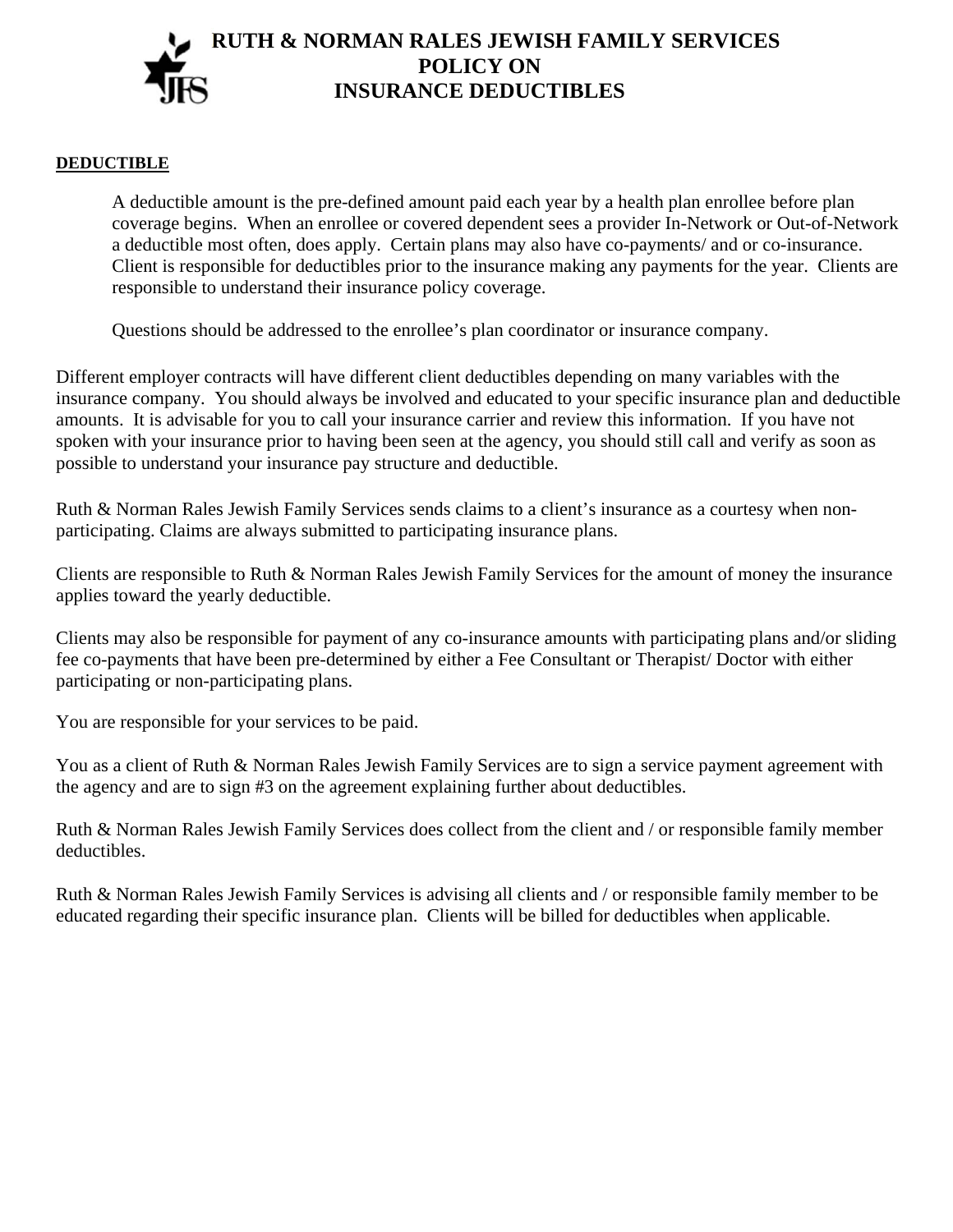# RUTH & NORMAN RALES JEWISH FAMILY SERVICES
# POLICY ON
# INSURANCE DEDUCTIBLES

**DEDUCTIBLE**

A deductible amount is the pre-defined amount paid each year by a health plan enrollee before plan coverage begins. When an enrollee or covered dependent sees a provider In-Network or Out-of-Network a deductible most often, does apply. Certain plans may also have co-payments/ and or co-insurance. Client is responsible for deductibles prior to the insurance making any payments for the year. Clients are responsible to understand their insurance policy coverage.

Questions should be addressed to the enrollee's plan coordinator or insurance company.

Different employer contracts will have different client deductibles depending on many variables with the insurance company. You should always be involved and educated to your specific insurance plan and deductible amounts. It is advisable for you to call your insurance carrier and review this information. If you have not spoken with your insurance prior to having been seen at the agency, you should still call and verify as soon as possible to understand your insurance pay structure and deductible.

Ruth & Norman Rales Jewish Family Services sends claims to a client's insurance as a courtesy when non-participating. Claims are always submitted to participating insurance plans.

Clients are responsible to Ruth & Norman Rales Jewish Family Services for the amount of money the insurance applies toward the yearly deductible.

Clients may also be responsible for payment of any co-insurance amounts with participating plans and/or sliding fee co-payments that have been pre-determined by either a Fee Consultant or Therapist/ Doctor with either participating or non-participating plans.

You are responsible for your services to be paid.

You as a client of Ruth & Norman Rales Jewish Family Services are to sign a service payment agreement with the agency and are to sign #3 on the agreement explaining further about deductibles.

Ruth & Norman Rales Jewish Family Services does collect from the client and / or responsible family member deductibles.

Ruth & Norman Rales Jewish Family Services is advising all clients and / or responsible family member to be educated regarding their specific insurance plan. Clients will be billed for deductibles when applicable.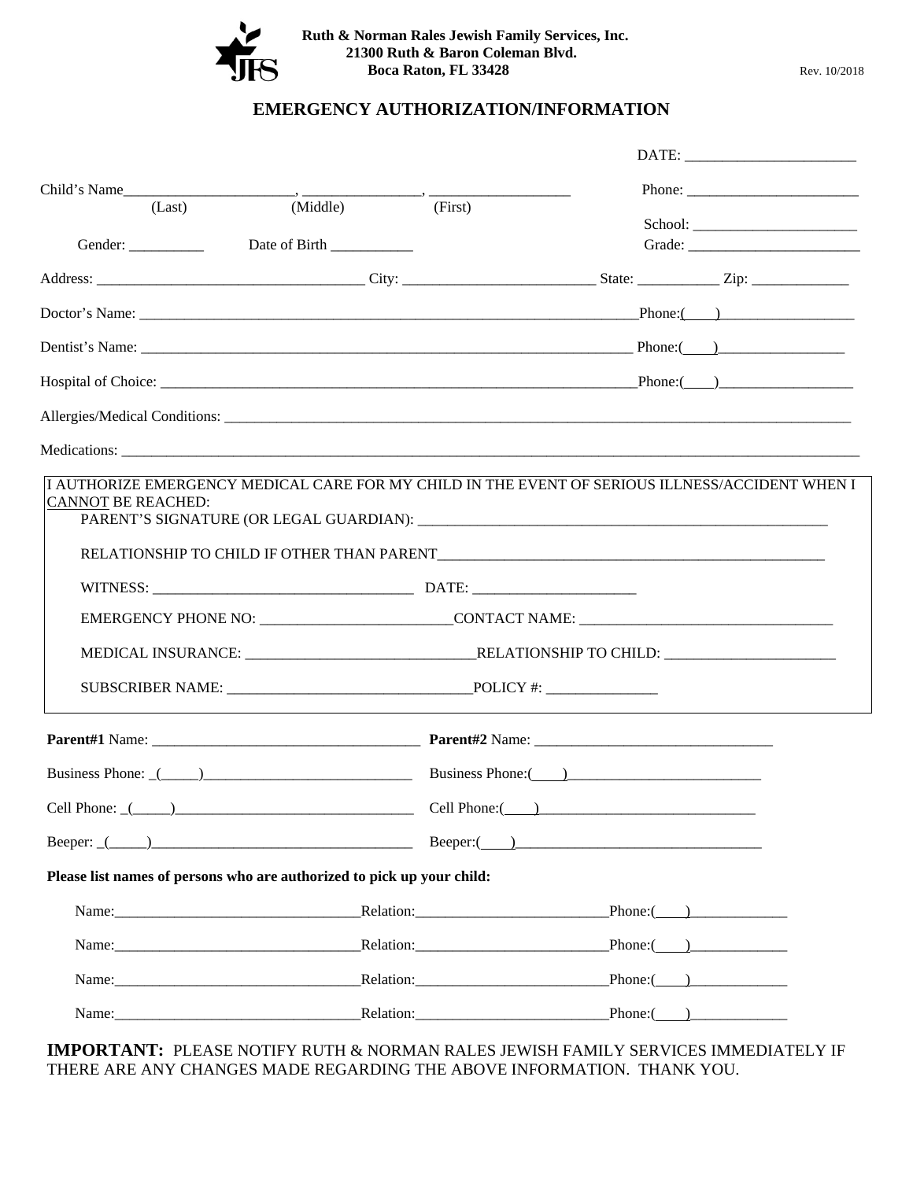**Ruth & Norman Rales Jewish Family Services, Inc.**
**21300 Ruth & Baron Coleman Blvd.**
**Boca Raton, FL 33428**

Rev. 10/2018

# EMERGENCY AUTHORIZATION/INFORMATION

DATE: ______________________

Child's Name______________________, ________________, ___________________
(Last) (Middle) (First)

Phone: ______________________

School: ______________________

Gender: __________ Date of Birth ___________

Grade: ______________________

Address: ___________________________________ City: _________________________ State: __________ Zip: _____________

Doctor's Name: ______________________________________________________________________Phone:(____)__________________

Dentist's Name: _____________________________________________________________________ Phone:(____)_________________

Hospital of Choice: __________________________________________________________________Phone:(____)__________________

Allergies/Medical Conditions: _________________________________________________________________________________________

Medications: ___________________________________________________________________________________________________

I AUTHORIZE EMERGENCY MEDICAL CARE FOR MY CHILD IN THE EVENT OF SERIOUS ILLNESS/ACCIDENT WHEN I CANNOT BE REACHED:

PARENT'S SIGNATURE (OR LEGAL GUARDIAN): _______________________________________________________

RELATIONSHIP TO CHILD IF OTHER THAN PARENT_____________________________________________________

WITNESS: ___________________________________ DATE: ______________________

EMERGENCY PHONE NO: _________________________CONTACT NAME: _________________________________

MEDICAL INSURANCE: ______________________________RELATIONSHIP TO CHILD: ______________________

SUBSCRIBER NAME: ________________________________POLICY #: ______________

**Parent#1** Name: ___________________________________ **Parent#2** Name: ________________________________

Business Phone: _(_____)____________________________ Business Phone:(____)__________________________

Cell Phone: _(_____)________________________________ Cell Phone:(____)______________________________

Beeper: _(_____)____________________________________ Beeper:(____)__________________________________

**Please list names of persons who are authorized to pick up your child:**

Name:_________________________________Relation:__________________________Phone:(____)_____________

Name:_________________________________Relation:__________________________Phone:(____)_____________

Name:_________________________________Relation:__________________________Phone:(____)_____________

Name:_________________________________Relation:__________________________Phone:(____)_____________

**IMPORTANT:** PLEASE NOTIFY RUTH & NORMAN RALES JEWISH FAMILY SERVICES IMMEDIATELY IF THERE ARE ANY CHANGES MADE REGARDING THE ABOVE INFORMATION. THANK YOU.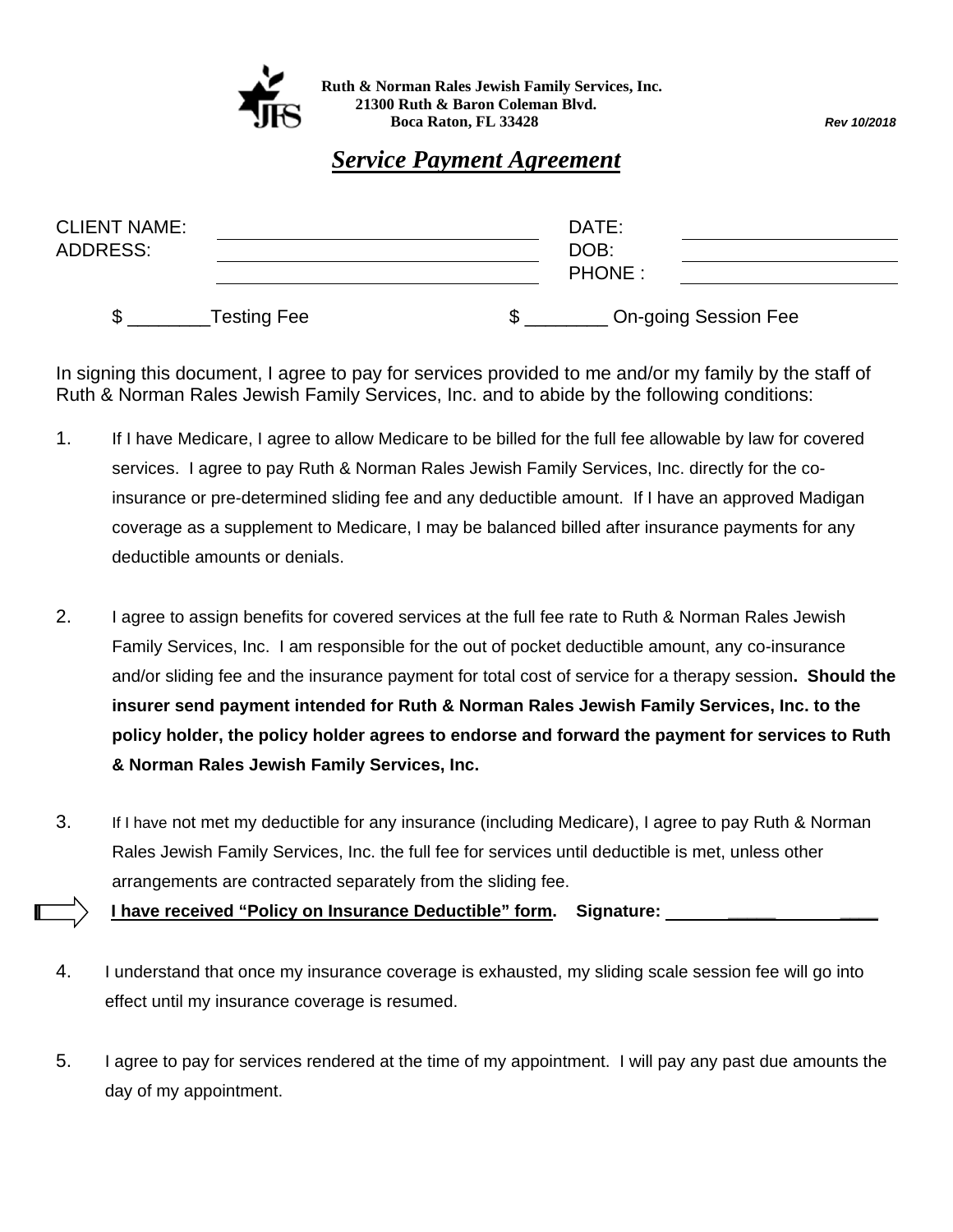**Ruth & Norman Rales Jewish Family Services, Inc.**
**21300 Ruth & Baron Coleman Blvd.**
**Boca Raton, FL 33428**

***Rev 10/2018***

## ***Service Payment Agreement***

CLIENT NAME: ______________________________ DATE: ____________________

ADDRESS: ______________________________ DOB: ____________________

______________________________ PHONE : ____________________

$ ________Testing Fee $ ________ On-going Session Fee

In signing this document, I agree to pay for services provided to me and/or my family by the staff of Ruth & Norman Rales Jewish Family Services, Inc. and to abide by the following conditions:

1. If I have Medicare, I agree to allow Medicare to be billed for the full fee allowable by law for covered services. I agree to pay Ruth & Norman Rales Jewish Family Services, Inc. directly for the co-insurance or pre-determined sliding fee and any deductible amount. If I have an approved Madigan coverage as a supplement to Medicare, I may be balanced billed after insurance payments for any deductible amounts or denials.

2. I agree to assign benefits for covered services at the full fee rate to Ruth & Norman Rales Jewish Family Services, Inc. I am responsible for the out of pocket deductible amount, any co-insurance and/or sliding fee and the insurance payment for total cost of service for a therapy session. **Should the insurer send payment intended for Ruth & Norman Rales Jewish Family Services, Inc. to the policy holder, the policy holder agrees to endorse and forward the payment for services to Ruth & Norman Rales Jewish Family Services, Inc.**

3. If I have not met my deductible for any insurance (including Medicare), I agree to pay Ruth & Norman Rales Jewish Family Services, Inc. the full fee for services until deductible is met, unless other arrangements are contracted separately from the sliding fee.

   **I have received "Policy on Insurance Deductible" form. Signature: ______________________**

4. I understand that once my insurance coverage is exhausted, my sliding scale session fee will go into effect until my insurance coverage is resumed.

5. I agree to pay for services rendered at the time of my appointment. I will pay any past due amounts the day of my appointment.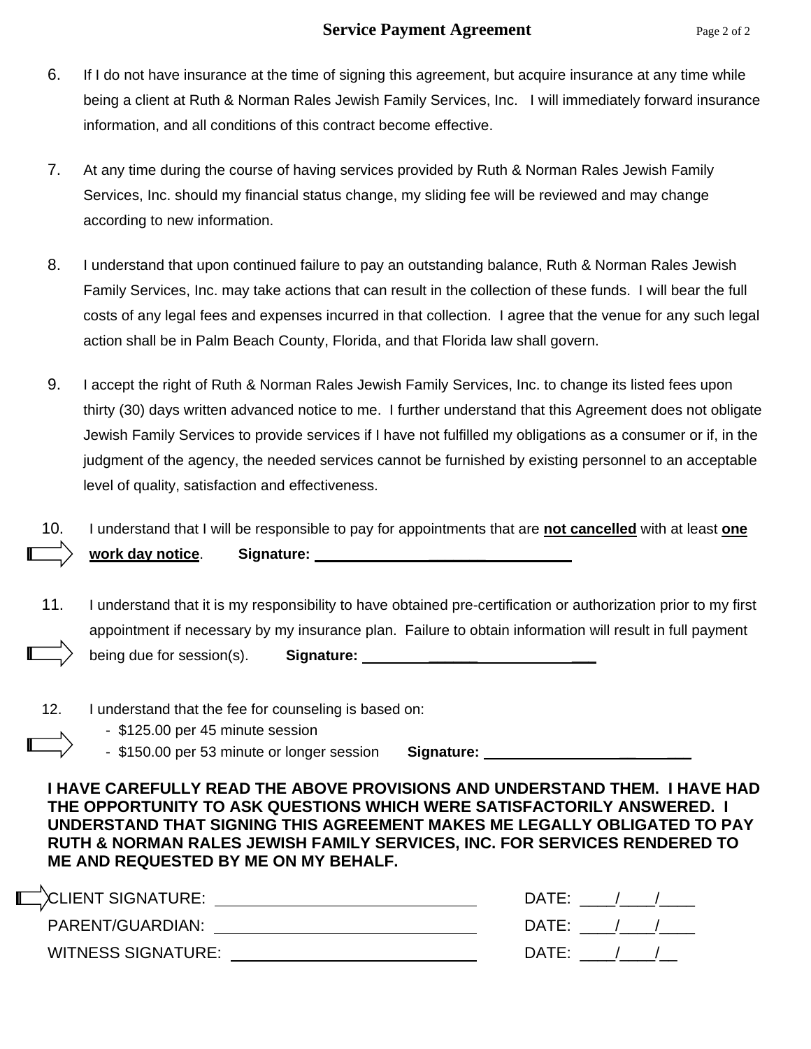## Service Payment Agreement

6. If I do not have insurance at the time of signing this agreement, but acquire insurance at any time while being a client at Ruth & Norman Rales Jewish Family Services, Inc. I will immediately forward insurance information, and all conditions of this contract become effective.

7. At any time during the course of having services provided by Ruth & Norman Rales Jewish Family Services, Inc. should my financial status change, my sliding fee will be reviewed and may change according to new information.

8. I understand that upon continued failure to pay an outstanding balance, Ruth & Norman Rales Jewish Family Services, Inc. may take actions that can result in the collection of these funds. I will bear the full costs of any legal fees and expenses incurred in that collection. I agree that the venue for any such legal action shall be in Palm Beach County, Florida, and that Florida law shall govern.

9. I accept the right of Ruth & Norman Rales Jewish Family Services, Inc. to change its listed fees upon thirty (30) days written advanced notice to me. I further understand that this Agreement does not obligate Jewish Family Services to provide services if I have not fulfilled my obligations as a consumer or if, in the judgment of the agency, the needed services cannot be furnished by existing personnel to an acceptable level of quality, satisfaction and effectiveness.

10. I understand that I will be responsible to pay for appointments that are **not cancelled** with at least **one work day notice**. **Signature:** ______________________

11. I understand that it is my responsibility to have obtained pre-certification or authorization prior to my first appointment if necessary by my insurance plan. Failure to obtain information will result in full payment being due for session(s). **Signature:** ______________________

12. I understand that the fee for counseling is based on:
    - $125.00 per 45 minute session
    - $150.00 per 53 minute or longer session **Signature:** ______________________

**I HAVE CAREFULLY READ THE ABOVE PROVISIONS AND UNDERSTAND THEM. I HAVE HAD THE OPPORTUNITY TO ASK QUESTIONS WHICH WERE SATISFACTORILY ANSWERED. I UNDERSTAND THAT SIGNING THIS AGREEMENT MAKES ME LEGALLY OBLIGATED TO PAY RUTH & NORMAN RALES JEWISH FAMILY SERVICES, INC. FOR SERVICES RENDERED TO ME AND REQUESTED BY ME ON MY BEHALF.**

CLIENT SIGNATURE: ______________________ DATE: ____/____/____

PARENT/GUARDIAN: ______________________ DATE: ____/____/____

WITNESS SIGNATURE: ______________________ DATE: ____/____/__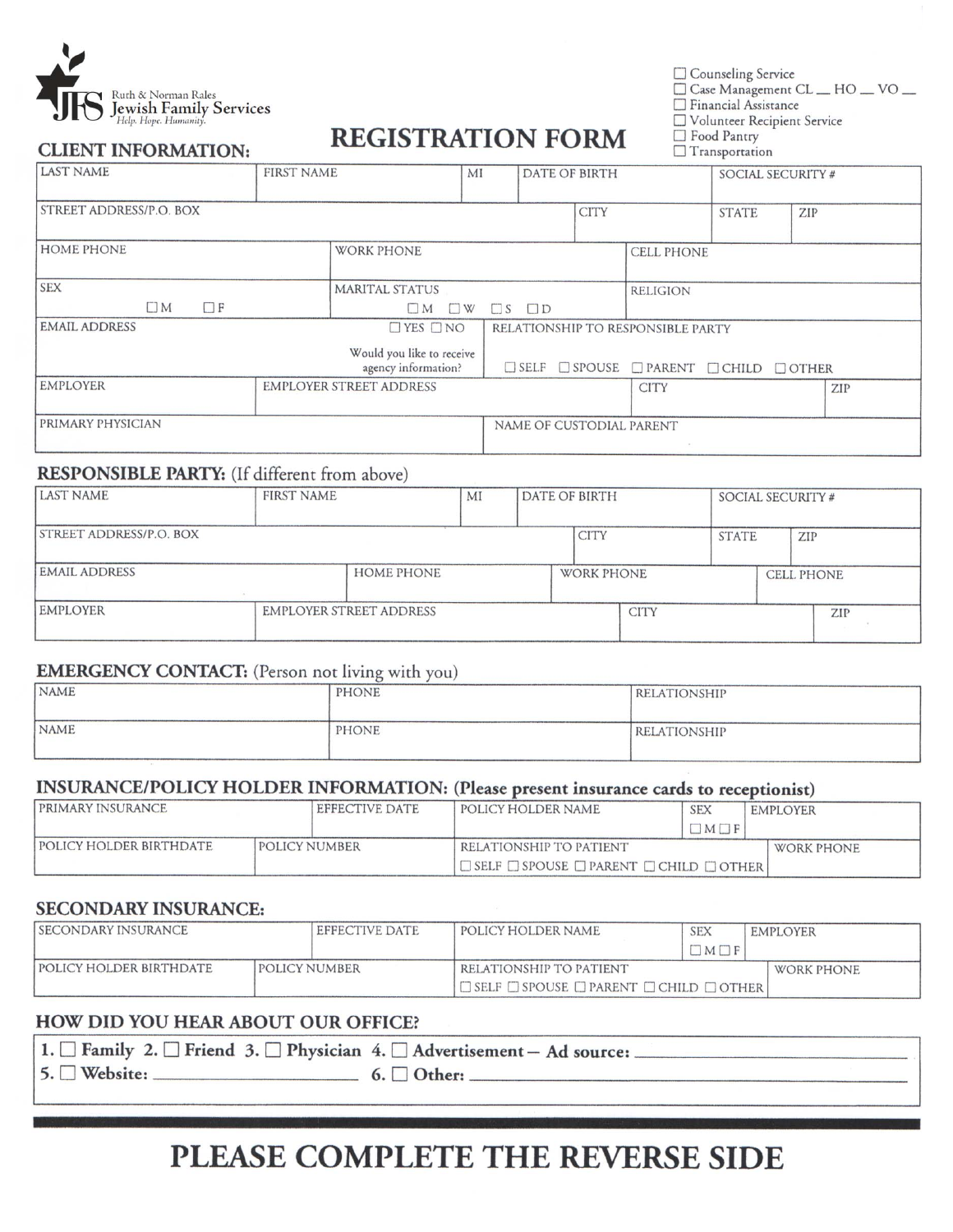Ruth & Norman Rales
Jewish Family Services
*Help. Hope. Humanity.*

# REGISTRATION FORM

☐ Counseling Service
☐ Case Management CL __ HO __ VO __
☐ Financial Assistance
☐ Volunteer Recipient Service
☐ Food Pantry
☐ Transportation

## CLIENT INFORMATION:

| LAST NAME | FIRST NAME | MI | DATE OF BIRTH | SOCIAL SECURITY # |
|---|---|---|---|---|
| | | | | |

| STREET ADDRESS/P.O. BOX | CITY | STATE | ZIP |
|---|---|---|---|
| | | | |

| HOME PHONE | WORK PHONE | CELL PHONE |
|---|---|---|
| | | |

| SEX | MARITAL STATUS | RELIGION |
|---|---|---|
| ☐ M ☐ F | ☐ M ☐ W ☐ S ☐ D | |

| EMAIL ADDRESS | ☐ YES ☐ NO Would you like to receive agency information? | RELATIONSHIP TO RESPONSIBLE PARTY |
|---|---|---|
| | | ☐ SELF ☐ SPOUSE ☐ PARENT ☐ CHILD ☐ OTHER |

| EMPLOYER | EMPLOYER STREET ADDRESS | CITY | ZIP |
|---|---|---|---|
| | | | |

| PRIMARY PHYSICIAN | NAME OF CUSTODIAL PARENT |
|---|---|
| | |

## RESPONSIBLE PARTY: (If different from above)

| LAST NAME | FIRST NAME | MI | DATE OF BIRTH | SOCIAL SECURITY # |
|---|---|---|---|---|
| | | | | |

| STREET ADDRESS/P.O. BOX | CITY | STATE | ZIP |
|---|---|---|---|
| | | | |

| EMAIL ADDRESS | HOME PHONE | WORK PHONE | CELL PHONE |
|---|---|---|---|
| | | | |

| EMPLOYER | EMPLOYER STREET ADDRESS | CITY | ZIP |
|---|---|---|---|
| | | | |

## EMERGENCY CONTACT: (Person not living with you)

| NAME | PHONE | RELATIONSHIP |
|---|---|---|
| | | |
| NAME | PHONE | RELATIONSHIP |
| | | |

## INSURANCE/POLICY HOLDER INFORMATION: (Please present insurance cards to receptionist)

| PRIMARY INSURANCE | EFFECTIVE DATE | POLICY HOLDER NAME | SEX ☐ M ☐ F | EMPLOYER |
|---|---|---|---|---|
| | | | | |

| POLICY HOLDER BIRTHDATE | POLICY NUMBER | RELATIONSHIP TO PATIENT | WORK PHONE |
|---|---|---|---|
| | | ☐ SELF ☐ SPOUSE ☐ PARENT ☐ CHILD ☐ OTHER | |

## SECONDARY INSURANCE:

| SECONDARY INSURANCE | EFFECTIVE DATE | POLICY HOLDER NAME | SEX ☐ M ☐ F | EMPLOYER |
|---|---|---|---|---|
| | | | | |

| POLICY HOLDER BIRTHDATE | POLICY NUMBER | RELATIONSHIP TO PATIENT | WORK PHONE |
|---|---|---|---|
| | | ☐ SELF ☐ SPOUSE ☐ PARENT ☐ CHILD ☐ OTHER | |

## HOW DID YOU HEAR ABOUT OUR OFFICE?

**1. ☐ Family 2. ☐ Friend 3. ☐ Physician 4. ☐ Advertisement – Ad source: ____________**
**5. ☐ Website: ____________ 6. ☐ Other: ____________**

# PLEASE COMPLETE THE REVERSE SIDE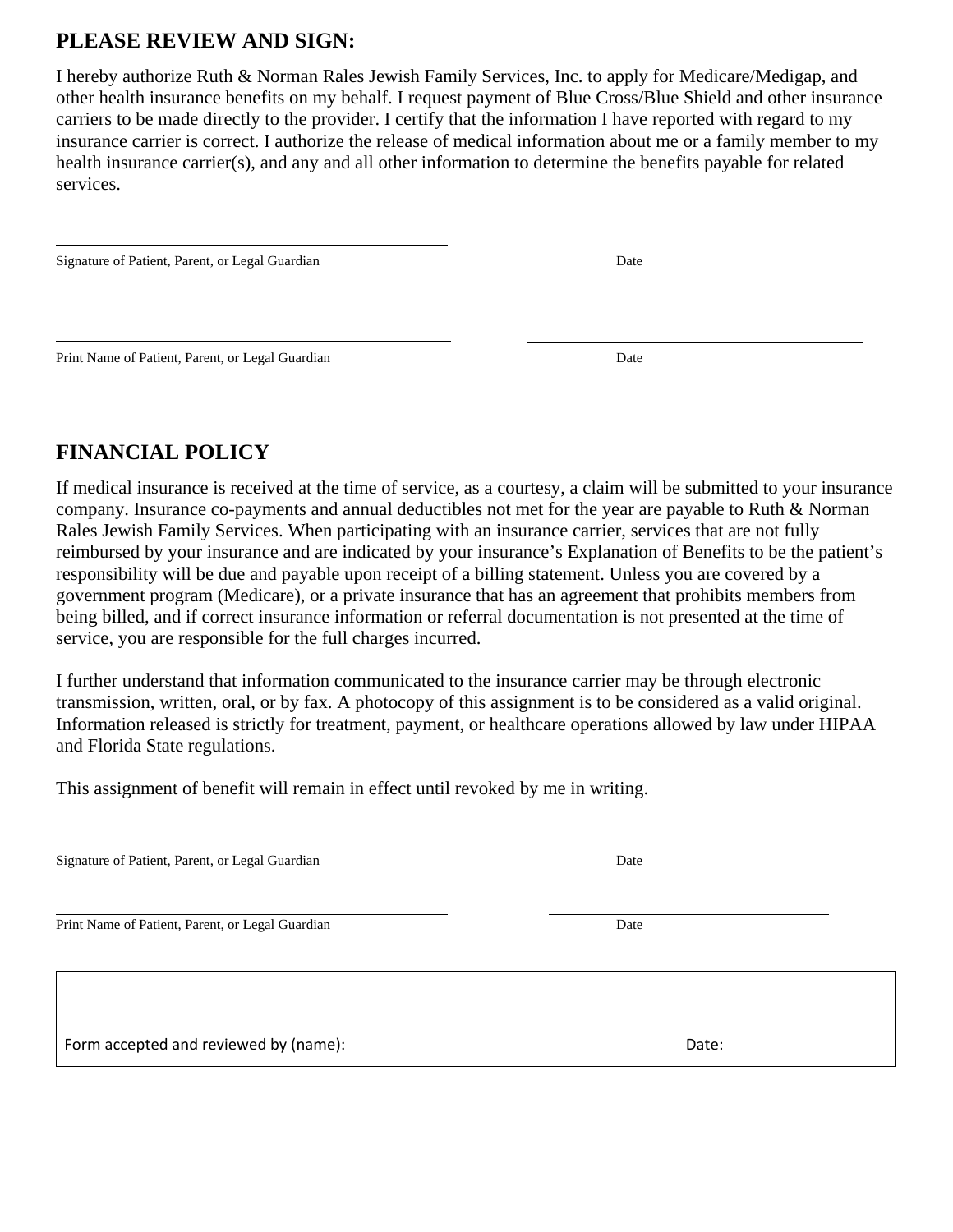## PLEASE REVIEW AND SIGN:

I hereby authorize Ruth & Norman Rales Jewish Family Services, Inc. to apply for Medicare/Medigap, and other health insurance benefits on my behalf. I request payment of Blue Cross/Blue Shield and other insurance carriers to be made directly to the provider. I certify that the information I have reported with regard to my insurance carrier is correct. I authorize the release of medical information about me or a family member to my health insurance carrier(s), and any and all other information to determine the benefits payable for related services.

_______________________________________________
Signature of Patient, Parent, or Legal Guardian                    Date _______________________________

_______________________________________________                    _______________________________
Print Name of Patient, Parent, or Legal Guardian                   Date

## FINANCIAL POLICY

If medical insurance is received at the time of service, as a courtesy, a claim will be submitted to your insurance company. Insurance co-payments and annual deductibles not met for the year are payable to Ruth & Norman Rales Jewish Family Services. When participating with an insurance carrier, services that are not fully reimbursed by your insurance and are indicated by your insurance's Explanation of Benefits to be the patient's responsibility will be due and payable upon receipt of a billing statement. Unless you are covered by a government program (Medicare), or a private insurance that has an agreement that prohibits members from being billed, and if correct insurance information or referral documentation is not presented at the time of service, you are responsible for the full charges incurred.

I further understand that information communicated to the insurance carrier may be through electronic transmission, written, oral, or by fax. A photocopy of this assignment is to be considered as a valid original. Information released is strictly for treatment, payment, or healthcare operations allowed by law under HIPAA and Florida State regulations.

This assignment of benefit will remain in effect until revoked by me in writing.

_______________________________________________                    _______________________________
Signature of Patient, Parent, or Legal Guardian                    Date

_______________________________________________                    _______________________________
Print Name of Patient, Parent, or Legal Guardian                   Date

Form accepted and reviewed by (name): _______________________________ Date: _______________